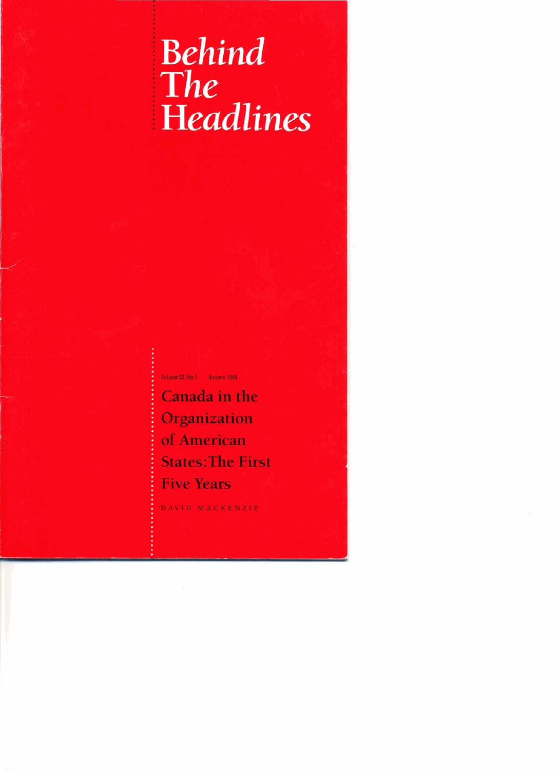# *Behind The Headlines*

Volume 52, No.1 Autumn 1994

## Canada in the Organization of American States: The First Five Years

DAVID MACKENZIE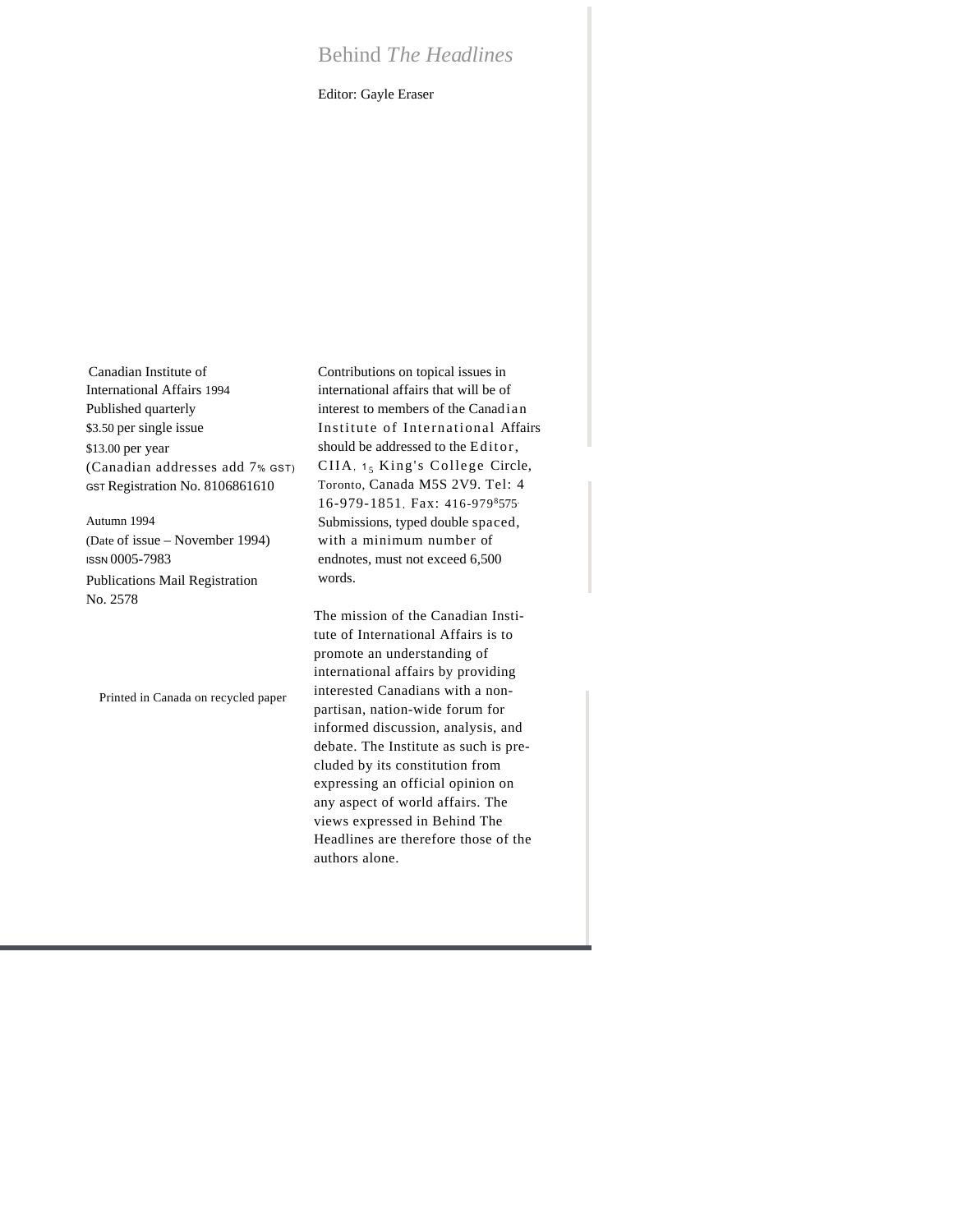# Behind *The Headlines*

Editor: Gayle Eraser

Canadian Institute of International Affairs 1994
Published quarterly
$3.50 per single issue
$13.00 per year
(Canadian addresses add 7% GST)
GST Registration No. 8106861610

Autumn 1994
(Date of issue – November 1994)
ISSN 0005-7983
Publications Mail Registration No. 2578

Printed in Canada on recycled paper

Contributions on topical issues in international affairs that will be of interest to members of the Canadian Institute of International Affairs should be addressed to the Editor, CIIA, 15 King's College Circle, Toronto, Canada M5S 2V9. Tel: 416-979-1851, Fax: 416-979-8575. Submissions, typed double spaced, with a minimum number of endnotes, must not exceed 6,500 words.

The mission of the Canadian Institute of International Affairs is to promote an understanding of international affairs by providing interested Canadians with a non-partisan, nation-wide forum for informed discussion, analysis, and debate. The Institute as such is precluded by its constitution from expressing an official opinion on any aspect of world affairs. The views expressed in Behind The Headlines are therefore those of the authors alone.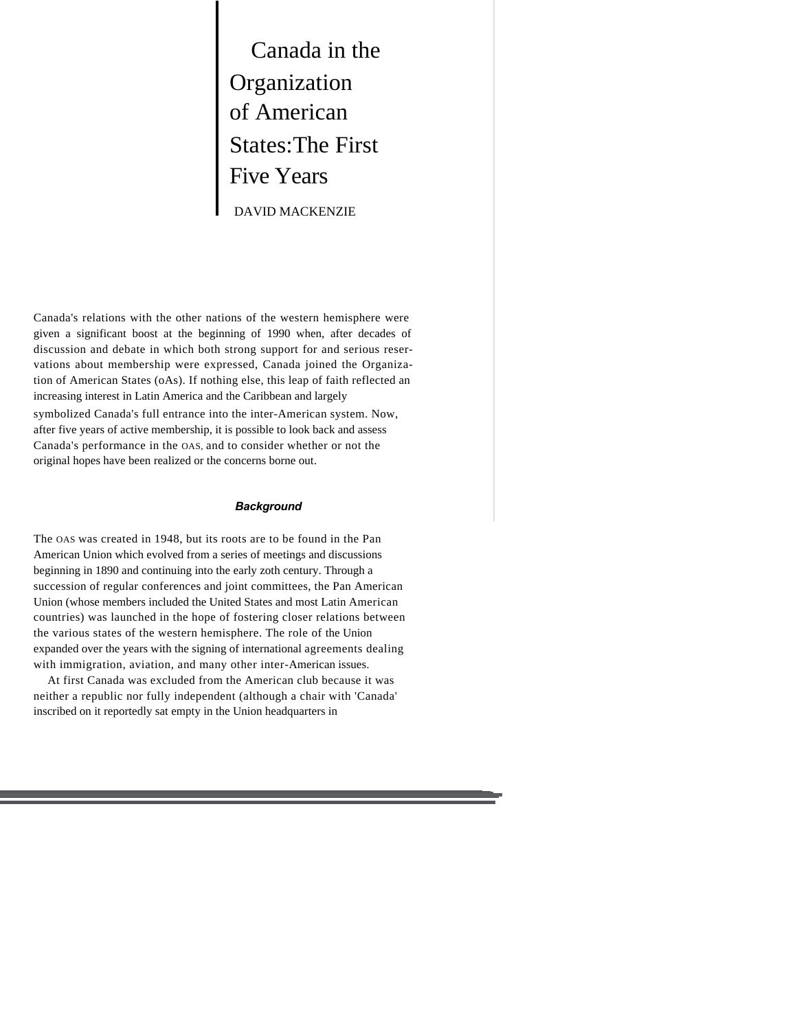# Canada in the Organization of American States: The First Five Years

DAVID MACKENZIE

Canada's relations with the other nations of the western hemisphere were given a significant boost at the beginning of 1990 when, after decades of discussion and debate in which both strong support for and serious reservations about membership were expressed, Canada joined the Organization of American States (oAs). If nothing else, this leap of faith reflected an increasing interest in Latin America and the Caribbean and largely symbolized Canada's full entrance into the inter-American system. Now, after five years of active membership, it is possible to look back and assess Canada's performance in the OAS, and to consider whether or not the original hopes have been realized or the concerns borne out.

## *Background*

The OAS was created in 1948, but its roots are to be found in the Pan American Union which evolved from a series of meetings and discussions beginning in 1890 and continuing into the early zoth century. Through a succession of regular conferences and joint committees, the Pan American Union (whose members included the United States and most Latin American countries) was launched in the hope of fostering closer relations between the various states of the western hemisphere. The role of the Union expanded over the years with the signing of international agreements dealing with immigration, aviation, and many other inter-American issues.

At first Canada was excluded from the American club because it was neither a republic nor fully independent (although a chair with 'Canada' inscribed on it reportedly sat empty in the Union headquarters in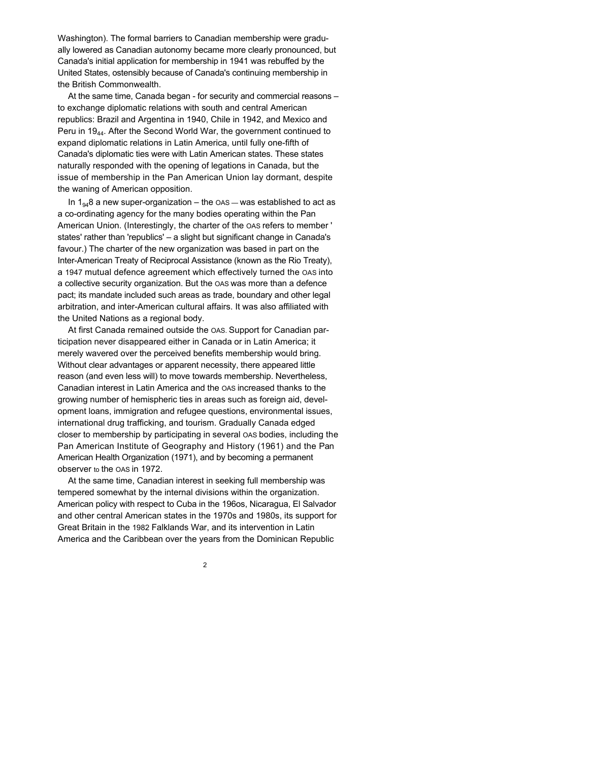Washington). The formal barriers to Canadian membership were gradually lowered as Canadian autonomy became more clearly pronounced, but Canada's initial application for membership in 1941 was rebuffed by the United States, ostensibly because of Canada's continuing membership in the British Commonwealth.

At the same time, Canada began - for security and commercial reasons – to exchange diplomatic relations with south and central American republics: Brazil and Argentina in 1940, Chile in 1942, and Mexico and Peru in 1944. After the Second World War, the government continued to expand diplomatic relations in Latin America, until fully one-fifth of Canada's diplomatic ties were with Latin American states. These states naturally responded with the opening of legations in Canada, but the issue of membership in the Pan American Union lay dormant, despite the waning of American opposition.

In 1948 a new super-organization – the OAS — was established to act as a co-ordinating agency for the many bodies operating within the Pan American Union. (Interestingly, the charter of the OAS refers to member 'states' rather than 'republics' – a slight but significant change in Canada's favour.) The charter of the new organization was based in part on the Inter-American Treaty of Reciprocal Assistance (known as the Rio Treaty), a 1947 mutual defence agreement which effectively turned the OAS into a collective security organization. But the OAS was more than a defence pact; its mandate included such areas as trade, boundary and other legal arbitration, and inter-American cultural affairs. It was also affiliated with the United Nations as a regional body.

At first Canada remained outside the OAS. Support for Canadian participation never disappeared either in Canada or in Latin America; it merely wavered over the perceived benefits membership would bring. Without clear advantages or apparent necessity, there appeared little reason (and even less will) to move towards membership. Nevertheless, Canadian interest in Latin America and the OAS increased thanks to the growing number of hemispheric ties in areas such as foreign aid, development loans, immigration and refugee questions, environmental issues, international drug trafficking, and tourism. Gradually Canada edged closer to membership by participating in several OAS bodies, including the Pan American Institute of Geography and History (1961) and the Pan American Health Organization (1971), and by becoming a permanent observer to the OAS in 1972.

At the same time, Canadian interest in seeking full membership was tempered somewhat by the internal divisions within the organization. American policy with respect to Cuba in the 1960s, Nicaragua, El Salvador and other central American states in the 1970s and 1980s, its support for Great Britain in the 1982 Falklands War, and its intervention in Latin America and the Caribbean over the years from the Dominican Republic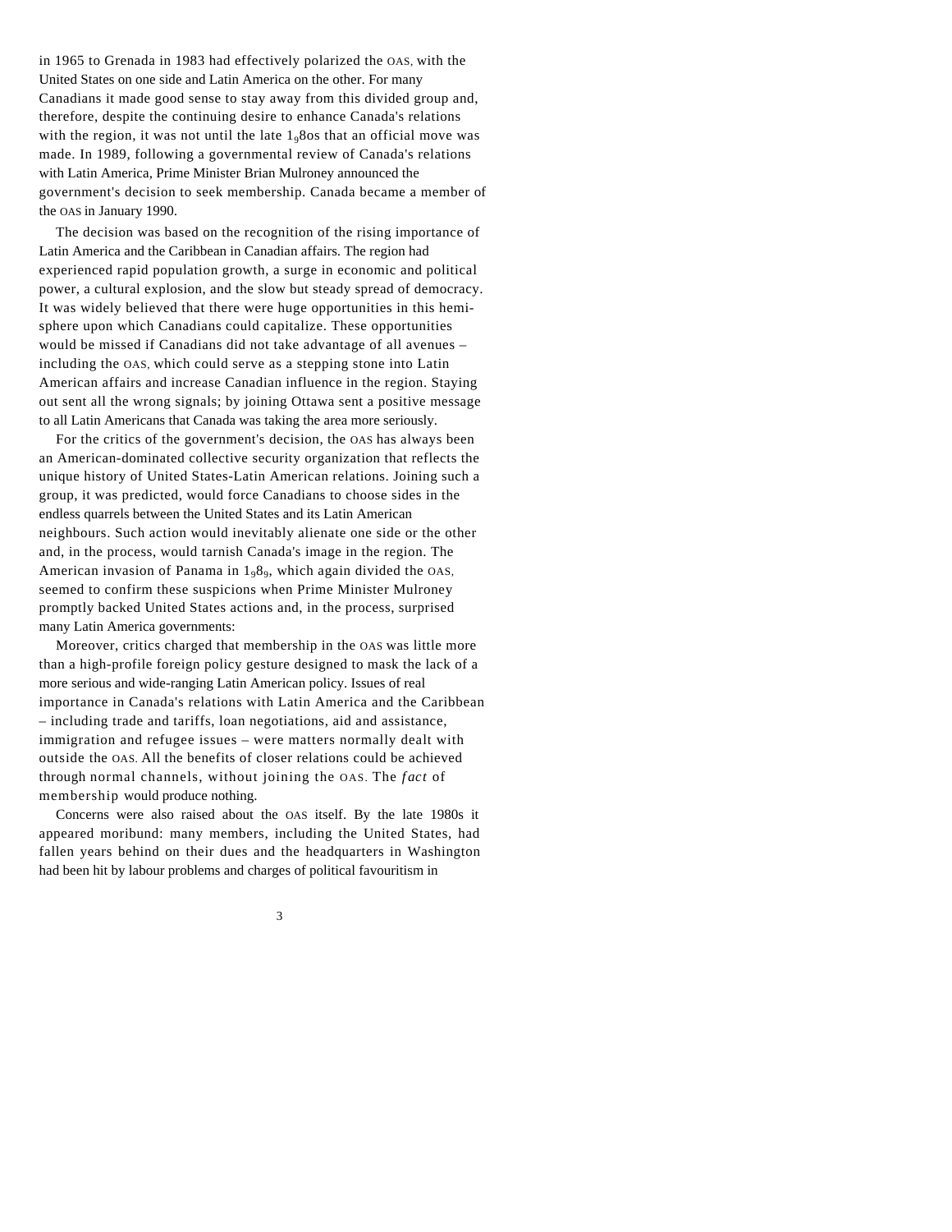in 1965 to Grenada in 1983 had effectively polarized the OAS, with the United States on one side and Latin America on the other. For many Canadians it made good sense to stay away from this divided group and, therefore, despite the continuing desire to enhance Canada's relations with the region, it was not until the late 1980s that an official move was made. In 1989, following a governmental review of Canada's relations with Latin America, Prime Minister Brian Mulroney announced the government's decision to seek membership. Canada became a member of the OAS in January 1990.

The decision was based on the recognition of the rising importance of Latin America and the Caribbean in Canadian affairs. The region had experienced rapid population growth, a surge in economic and political power, a cultural explosion, and the slow but steady spread of democracy. It was widely believed that there were huge opportunities in this hemisphere upon which Canadians could capitalize. These opportunities would be missed if Canadians did not take advantage of all avenues – including the OAS, which could serve as a stepping stone into Latin American affairs and increase Canadian influence in the region. Staying out sent all the wrong signals; by joining Ottawa sent a positive message to all Latin Americans that Canada was taking the area more seriously.

For the critics of the government's decision, the OAS has always been an American-dominated collective security organization that reflects the unique history of United States-Latin American relations. Joining such a group, it was predicted, would force Canadians to choose sides in the endless quarrels between the United States and its Latin American neighbours. Such action would inevitably alienate one side or the other and, in the process, would tarnish Canada's image in the region. The American invasion of Panama in 1989, which again divided the OAS, seemed to confirm these suspicions when Prime Minister Mulroney promptly backed United States actions and, in the process, surprised many Latin America governments:

Moreover, critics charged that membership in the OAS was little more than a high-profile foreign policy gesture designed to mask the lack of a more serious and wide-ranging Latin American policy. Issues of real importance in Canada's relations with Latin America and the Caribbean – including trade and tariffs, loan negotiations, aid and assistance, immigration and refugee issues – were matters normally dealt with outside the OAS. All the benefits of closer relations could be achieved through normal channels, without joining the OAS. The *fact* of membership would produce nothing.

Concerns were also raised about the OAS itself. By the late 1980s it appeared moribund: many members, including the United States, had fallen years behind on their dues and the headquarters in Washington had been hit by labour problems and charges of political favouritism in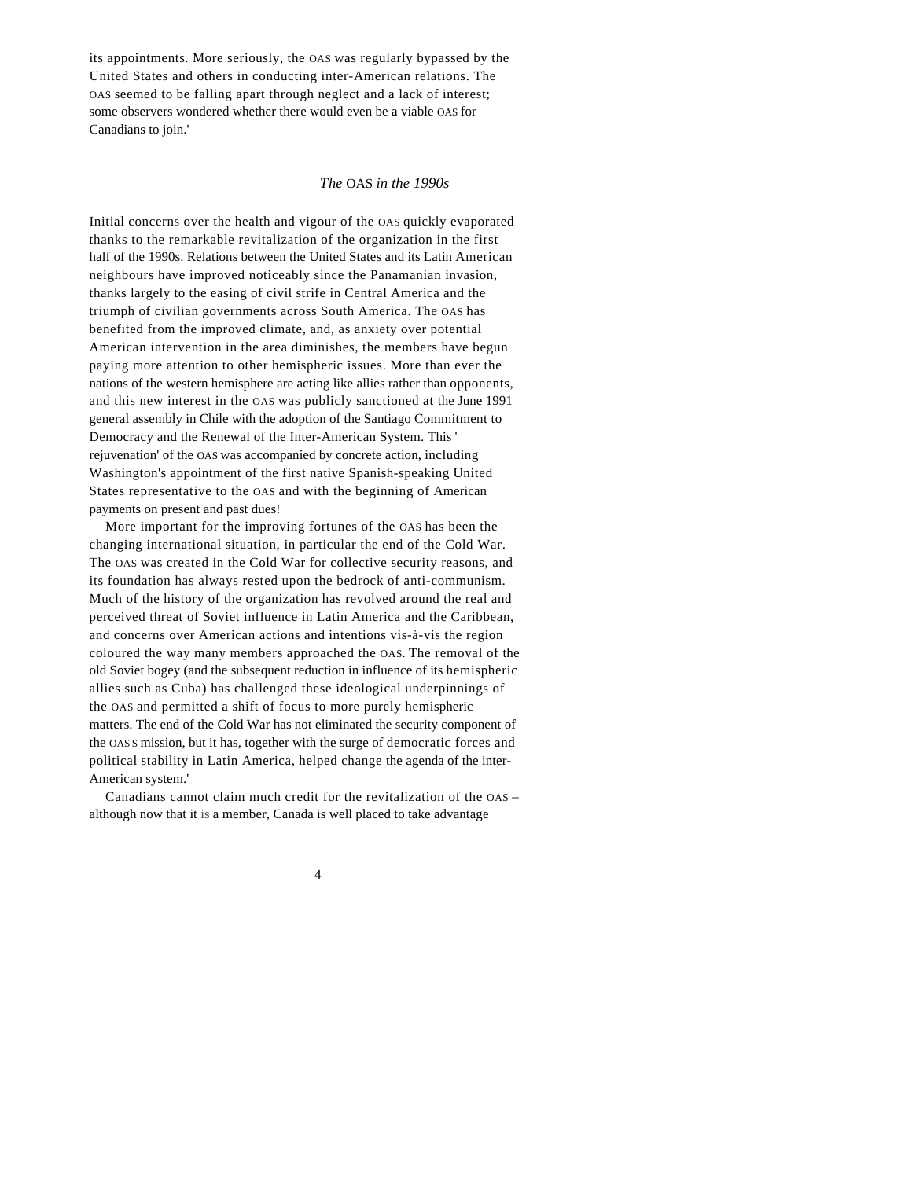its appointments. More seriously, the OAS was regularly bypassed by the United States and others in conducting inter-American relations. The OAS seemed to be falling apart through neglect and a lack of interest; some observers wondered whether there would even be a viable OAS for Canadians to join.'

## *The* OAS *in the 1990s*

Initial concerns over the health and vigour of the OAS quickly evaporated thanks to the remarkable revitalization of the organization in the first half of the 1990s. Relations between the United States and its Latin American neighbours have improved noticeably since the Panamanian invasion, thanks largely to the easing of civil strife in Central America and the triumph of civilian governments across South America. The OAS has benefited from the improved climate, and, as anxiety over potential American intervention in the area diminishes, the members have begun paying more attention to other hemispheric issues. More than ever the nations of the western hemisphere are acting like allies rather than opponents, and this new interest in the OAS was publicly sanctioned at the June 1991 general assembly in Chile with the adoption of the Santiago Commitment to Democracy and the Renewal of the Inter-American System. This ' rejuvenation' of the OAS was accompanied by concrete action, including Washington's appointment of the first native Spanish-speaking United States representative to the OAS and with the beginning of American payments on present and past dues!

More important for the improving fortunes of the OAS has been the changing international situation, in particular the end of the Cold War. The OAS was created in the Cold War for collective security reasons, and its foundation has always rested upon the bedrock of anti-communism. Much of the history of the organization has revolved around the real and perceived threat of Soviet influence in Latin America and the Caribbean, and concerns over American actions and intentions vis-à-vis the region coloured the way many members approached the OAS. The removal of the old Soviet bogey (and the subsequent reduction in influence of its hemispheric allies such as Cuba) has challenged these ideological underpinnings of the OAS and permitted a shift of focus to more purely hemispheric matters. The end of the Cold War has not eliminated the security component of the OAS'S mission, but it has, together with the surge of democratic forces and political stability in Latin America, helped change the agenda of the inter-American system.'

Canadians cannot claim much credit for the revitalization of the OAS – although now that it is a member, Canada is well placed to take advantage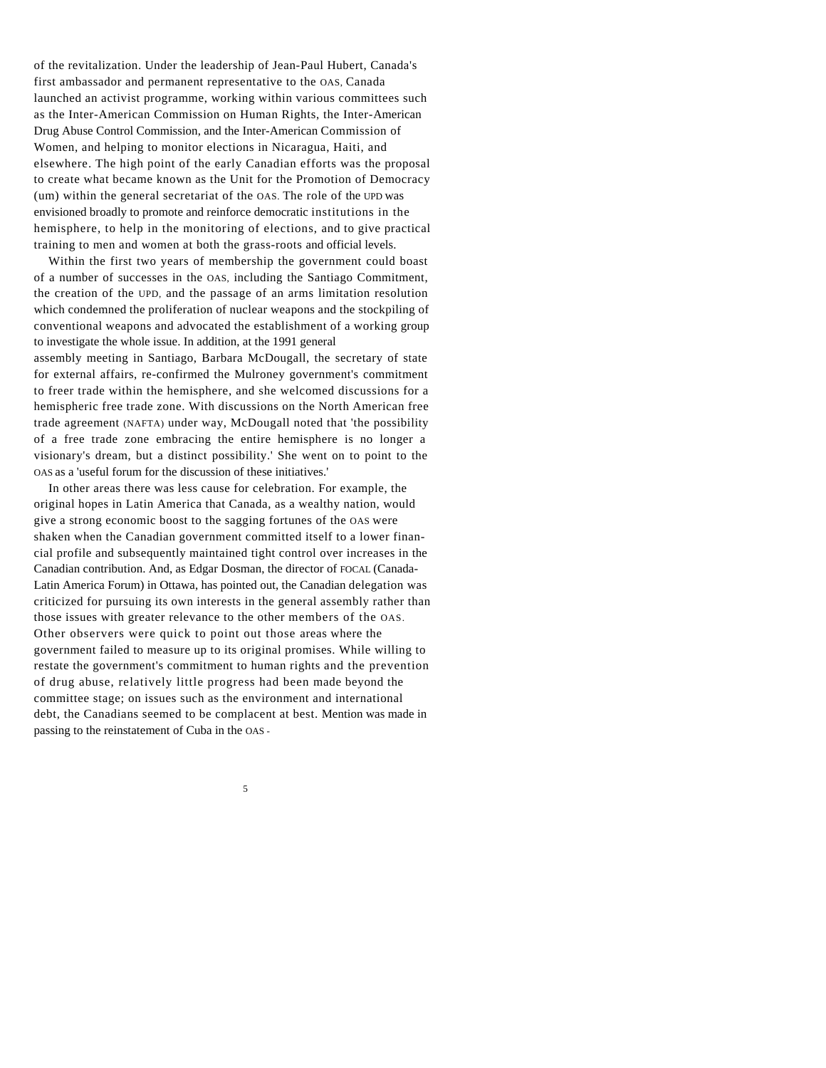of the revitalization. Under the leadership of Jean-Paul Hubert, Canada's first ambassador and permanent representative to the OAS, Canada launched an activist programme, working within various committees such as the Inter-American Commission on Human Rights, the Inter-American Drug Abuse Control Commission, and the Inter-American Commission of Women, and helping to monitor elections in Nicaragua, Haiti, and elsewhere. The high point of the early Canadian efforts was the proposal to create what became known as the Unit for the Promotion of Democracy (um) within the general secretariat of the OAS. The role of the UPD was envisioned broadly to promote and reinforce democratic institutions in the hemisphere, to help in the monitoring of elections, and to give practical training to men and women at both the grass-roots and official levels.

Within the first two years of membership the government could boast of a number of successes in the OAS, including the Santiago Commitment, the creation of the UPD, and the passage of an arms limitation resolution which condemned the proliferation of nuclear weapons and the stockpiling of conventional weapons and advocated the establishment of a working group to investigate the whole issue. In addition, at the 1991 general assembly meeting in Santiago, Barbara McDougall, the secretary of state for external affairs, re-confirmed the Mulroney government's commitment to freer trade within the hemisphere, and she welcomed discussions for a hemispheric free trade zone. With discussions on the North American free trade agreement (NAFTA) under way, McDougall noted that 'the possibility of a free trade zone embracing the entire hemisphere is no longer a visionary's dream, but a distinct possibility.' She went on to point to the OAS as a 'useful forum for the discussion of these initiatives.'

In other areas there was less cause for celebration. For example, the original hopes in Latin America that Canada, as a wealthy nation, would give a strong economic boost to the sagging fortunes of the OAS were shaken when the Canadian government committed itself to a lower financial profile and subsequently maintained tight control over increases in the Canadian contribution. And, as Edgar Dosman, the director of FOCAL (Canada-Latin America Forum) in Ottawa, has pointed out, the Canadian delegation was criticized for pursuing its own interests in the general assembly rather than those issues with greater relevance to the other members of the OAS. Other observers were quick to point out those areas where the government failed to measure up to its original promises. While willing to restate the government's commitment to human rights and the prevention of drug abuse, relatively little progress had been made beyond the committee stage; on issues such as the environment and international debt, the Canadians seemed to be complacent at best. Mention was made in passing to the reinstatement of Cuba in the OAS -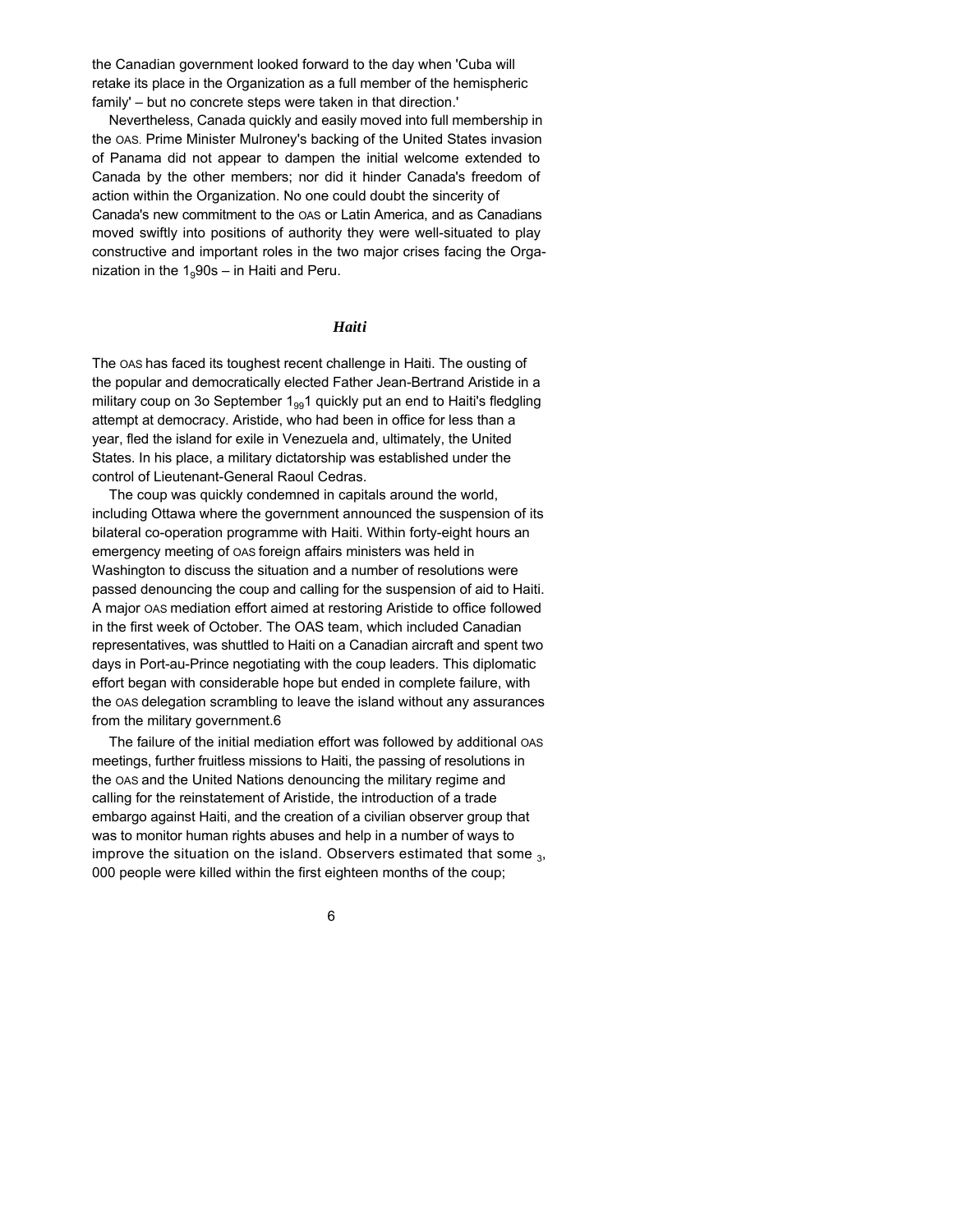the Canadian government looked forward to the day when 'Cuba will retake its place in the Organization as a full member of the hemispheric family' – but no concrete steps were taken in that direction.'

Nevertheless, Canada quickly and easily moved into full membership in the OAS. Prime Minister Mulroney's backing of the United States invasion of Panama did not appear to dampen the initial welcome extended to Canada by the other members; nor did it hinder Canada's freedom of action within the Organization. No one could doubt the sincerity of Canada's new commitment to the OAS or Latin America, and as Canadians moved swiftly into positions of authority they were well-situated to play constructive and important roles in the two major crises facing the Organization in the 1990s – in Haiti and Peru.

### *Haiti*

The OAS has faced its toughest recent challenge in Haiti. The ousting of the popular and democratically elected Father Jean-Bertrand Aristide in a military coup on 30 September 1991 quickly put an end to Haiti's fledgling attempt at democracy. Aristide, who had been in office for less than a year, fled the island for exile in Venezuela and, ultimately, the United States. In his place, a military dictatorship was established under the control of Lieutenant-General Raoul Cedras.

The coup was quickly condemned in capitals around the world, including Ottawa where the government announced the suspension of its bilateral co-operation programme with Haiti. Within forty-eight hours an emergency meeting of OAS foreign affairs ministers was held in Washington to discuss the situation and a number of resolutions were passed denouncing the coup and calling for the suspension of aid to Haiti. A major OAS mediation effort aimed at restoring Aristide to office followed in the first week of October. The OAS team, which included Canadian representatives, was shuttled to Haiti on a Canadian aircraft and spent two days in Port-au-Prince negotiating with the coup leaders. This diplomatic effort began with considerable hope but ended in complete failure, with the OAS delegation scrambling to leave the island without any assurances from the military government.6

The failure of the initial mediation effort was followed by additional OAS meetings, further fruitless missions to Haiti, the passing of resolutions in the OAS and the United Nations denouncing the military regime and calling for the reinstatement of Aristide, the introduction of a trade embargo against Haiti, and the creation of a civilian observer group that was to monitor human rights abuses and help in a number of ways to improve the situation on the island. Observers estimated that some 3,000 people were killed within the first eighteen months of the coup;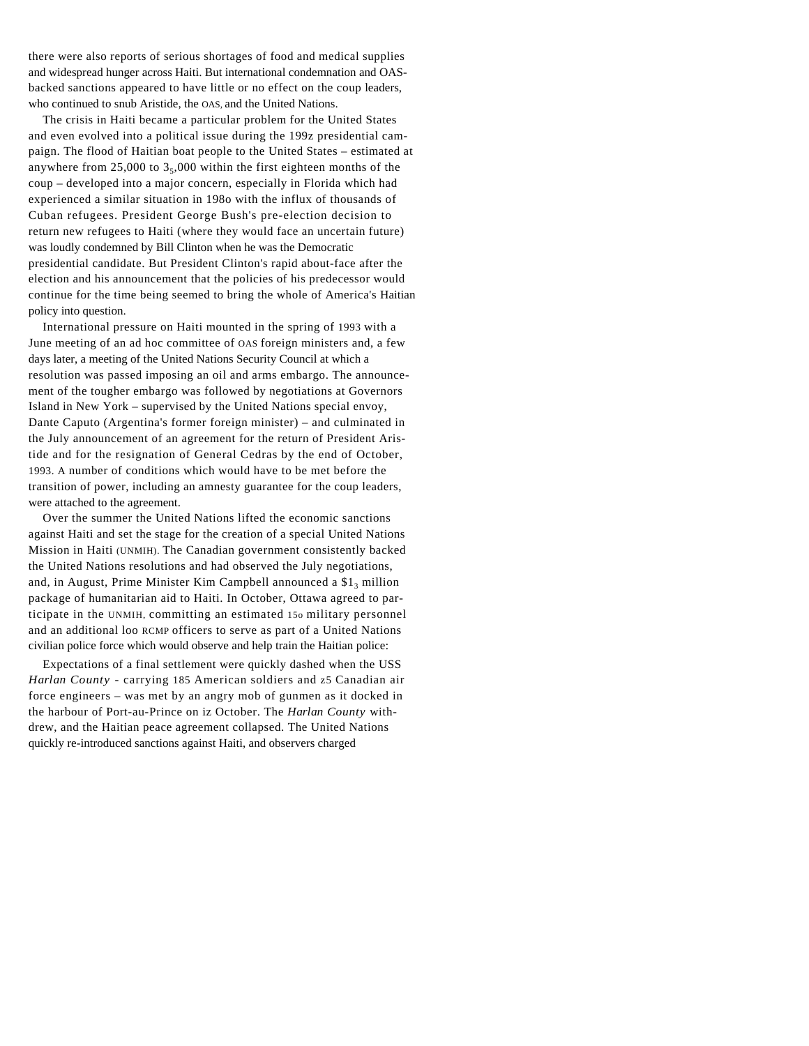there were also reports of serious shortages of food and medical supplies and widespread hunger across Haiti. But international condemnation and OAS-backed sanctions appeared to have little or no effect on the coup leaders, who continued to snub Aristide, the OAS, and the United Nations.

The crisis in Haiti became a particular problem for the United States and even evolved into a political issue during the 1992 presidential campaign. The flood of Haitian boat people to the United States – estimated at anywhere from 25,000 to 35,000 within the first eighteen months of the coup – developed into a major concern, especially in Florida which had experienced a similar situation in 1980 with the influx of thousands of Cuban refugees. President George Bush's pre-election decision to return new refugees to Haiti (where they would face an uncertain future) was loudly condemned by Bill Clinton when he was the Democratic presidential candidate. But President Clinton's rapid about-face after the election and his announcement that the policies of his predecessor would continue for the time being seemed to bring the whole of America's Haitian policy into question.

International pressure on Haiti mounted in the spring of 1993 with a June meeting of an ad hoc committee of OAS foreign ministers and, a few days later, a meeting of the United Nations Security Council at which a resolution was passed imposing an oil and arms embargo. The announcement of the tougher embargo was followed by negotiations at Governors Island in New York – supervised by the United Nations special envoy, Dante Caputo (Argentina's former foreign minister) – and culminated in the July announcement of an agreement for the return of President Aristide and for the resignation of General Cedras by the end of October, 1993. A number of conditions which would have to be met before the transition of power, including an amnesty guarantee for the coup leaders, were attached to the agreement.

Over the summer the United Nations lifted the economic sanctions against Haiti and set the stage for the creation of a special United Nations Mission in Haiti (UNMIH). The Canadian government consistently backed the United Nations resolutions and had observed the July negotiations, and, in August, Prime Minister Kim Campbell announced a $13 million package of humanitarian aid to Haiti. In October, Ottawa agreed to participate in the UNMIH, committing an estimated 150 military personnel and an additional 100 RCMP officers to serve as part of a United Nations civilian police force which would observe and help train the Haitian police.

Expectations of a final settlement were quickly dashed when the USS *Harlan County* - carrying 185 American soldiers and 25 Canadian air force engineers – was met by an angry mob of gunmen as it docked in the harbour of Port-au-Prince on 12 October. The *Harlan County* withdrew, and the Haitian peace agreement collapsed. The United Nations quickly re-introduced sanctions against Haiti, and observers charged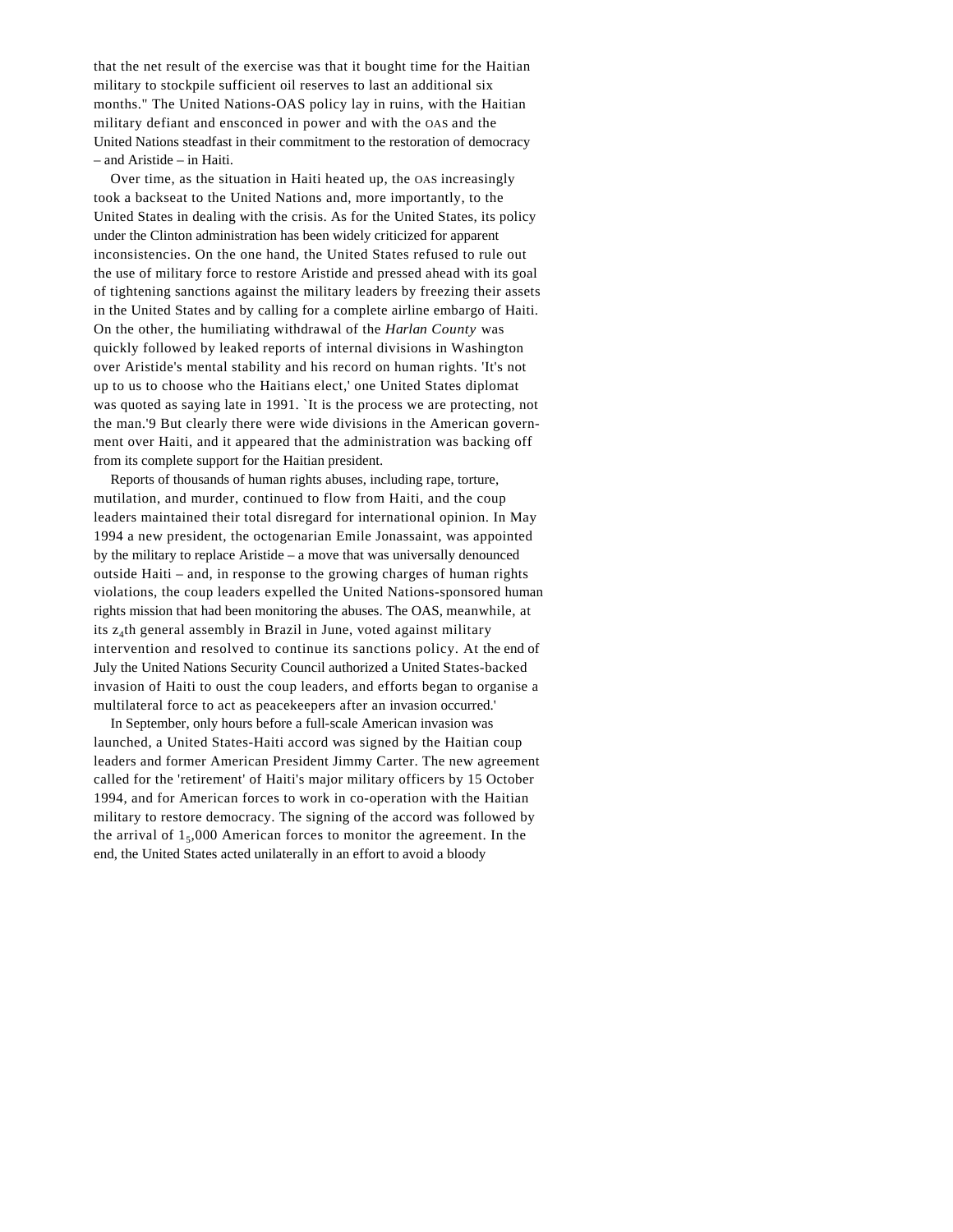that the net result of the exercise was that it bought time for the Haitian military to stockpile sufficient oil reserves to last an additional six months." The United Nations-OAS policy lay in ruins, with the Haitian military defiant and ensconced in power and with the OAS and the United Nations steadfast in their commitment to the restoration of democracy – and Aristide – in Haiti.

Over time, as the situation in Haiti heated up, the OAS increasingly took a backseat to the United Nations and, more importantly, to the United States in dealing with the crisis. As for the United States, its policy under the Clinton administration has been widely criticized for apparent inconsistencies. On the one hand, the United States refused to rule out the use of military force to restore Aristide and pressed ahead with its goal of tightening sanctions against the military leaders by freezing their assets in the United States and by calling for a complete airline embargo of Haiti. On the other, the humiliating withdrawal of the *Harlan County* was quickly followed by leaked reports of internal divisions in Washington over Aristide's mental stability and his record on human rights. 'It's not up to us to choose who the Haitians elect,' one United States diplomat was quoted as saying late in 1991. `It is the process we are protecting, not the man.'9 But clearly there were wide divisions in the American government over Haiti, and it appeared that the administration was backing off from its complete support for the Haitian president.

Reports of thousands of human rights abuses, including rape, torture, mutilation, and murder, continued to flow from Haiti, and the coup leaders maintained their total disregard for international opinion. In May 1994 a new president, the octogenarian Emile Jonassaint, was appointed by the military to replace Aristide – a move that was universally denounced outside Haiti – and, in response to the growing charges of human rights violations, the coup leaders expelled the United Nations-sponsored human rights mission that had been monitoring the abuses. The OAS, meanwhile, at its 24th general assembly in Brazil in June, voted against military intervention and resolved to continue its sanctions policy. At the end of July the United Nations Security Council authorized a United States-backed invasion of Haiti to oust the coup leaders, and efforts began to organise a multilateral force to act as peacekeepers after an invasion occurred.'

In September, only hours before a full-scale American invasion was launched, a United States-Haiti accord was signed by the Haitian coup leaders and former American President Jimmy Carter. The new agreement called for the 'retirement' of Haiti's major military officers by 15 October 1994, and for American forces to work in co-operation with the Haitian military to restore democracy. The signing of the accord was followed by the arrival of 15,000 American forces to monitor the agreement. In the end, the United States acted unilaterally in an effort to avoid a bloody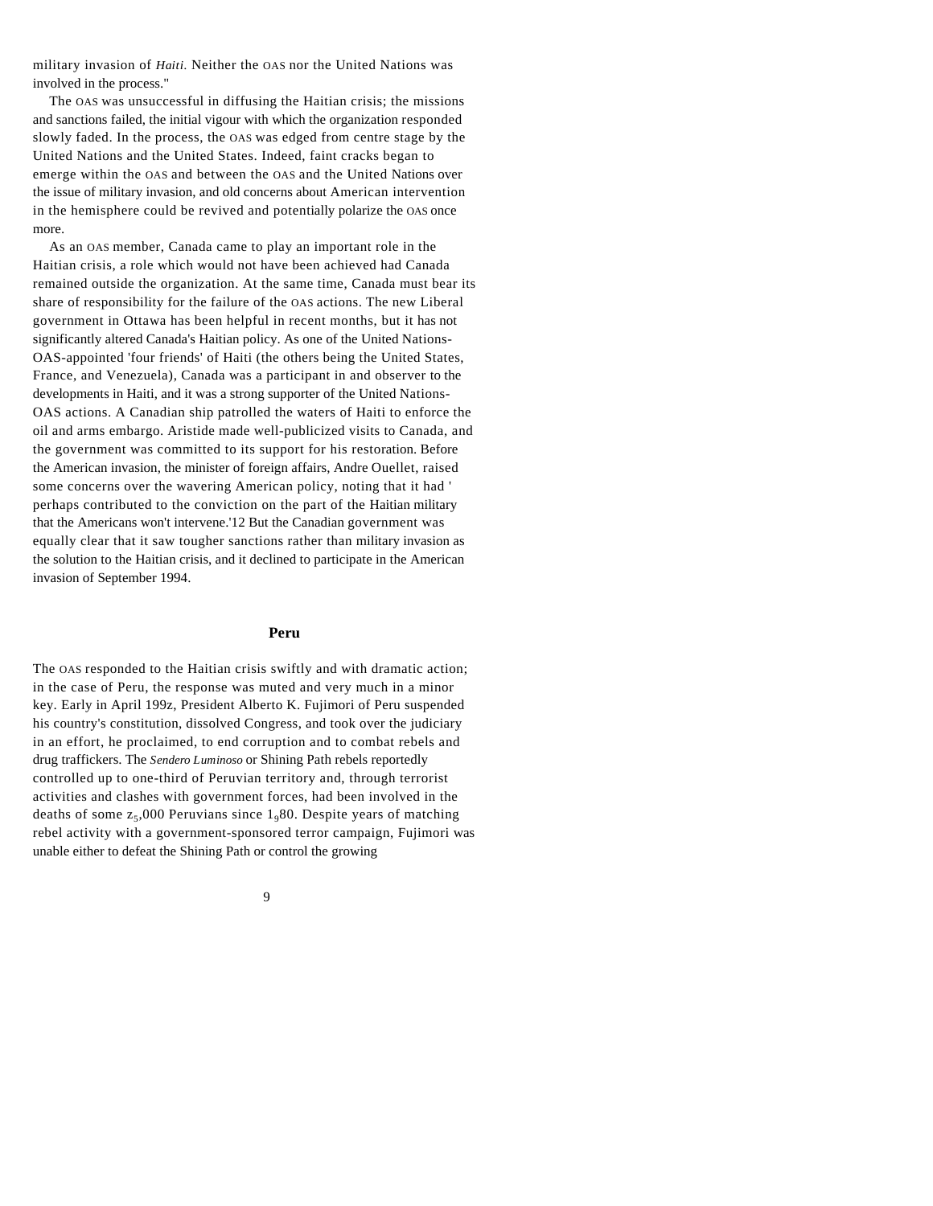military invasion of *Haiti*. Neither the OAS nor the United Nations was involved in the process."

The OAS was unsuccessful in diffusing the Haitian crisis; the missions and sanctions failed, the initial vigour with which the organization responded slowly faded. In the process, the OAS was edged from centre stage by the United Nations and the United States. Indeed, faint cracks began to emerge within the OAS and between the OAS and the United Nations over the issue of military invasion, and old concerns about American intervention in the hemisphere could be revived and potentially polarize the OAS once more.

As an OAS member, Canada came to play an important role in the Haitian crisis, a role which would not have been achieved had Canada remained outside the organization. At the same time, Canada must bear its share of responsibility for the failure of the OAS actions. The new Liberal government in Ottawa has been helpful in recent months, but it has not significantly altered Canada's Haitian policy. As one of the United Nations-OAS-appointed 'four friends' of Haiti (the others being the United States, France, and Venezuela), Canada was a participant in and observer to the developments in Haiti, and it was a strong supporter of the United Nations-OAS actions. A Canadian ship patrolled the waters of Haiti to enforce the oil and arms embargo. Aristide made well-publicized visits to Canada, and the government was committed to its support for his restoration. Before the American invasion, the minister of foreign affairs, Andre Ouellet, raised some concerns over the wavering American policy, noting that it had 'perhaps contributed to the conviction on the part of the Haitian military that the Americans won't intervene.'[12] But the Canadian government was equally clear that it saw tougher sanctions rather than military invasion as the solution to the Haitian crisis, and it declined to participate in the American invasion of September 1994.

## Peru

The OAS responded to the Haitian crisis swiftly and with dramatic action; in the case of Peru, the response was muted and very much in a minor key. Early in April 199z, President Alberto K. Fujimori of Peru suspended his country's constitution, dissolved Congress, and took over the judiciary in an effort, he proclaimed, to end corruption and to combat rebels and drug traffickers. The *Sendero Luminoso* or Shining Path rebels reportedly controlled up to one-third of Peruvian territory and, through terrorist activities and clashes with government forces, had been involved in the deaths of some z5,000 Peruvians since 1980. Despite years of matching rebel activity with a government-sponsored terror campaign, Fujimori was unable either to defeat the Shining Path or control the growing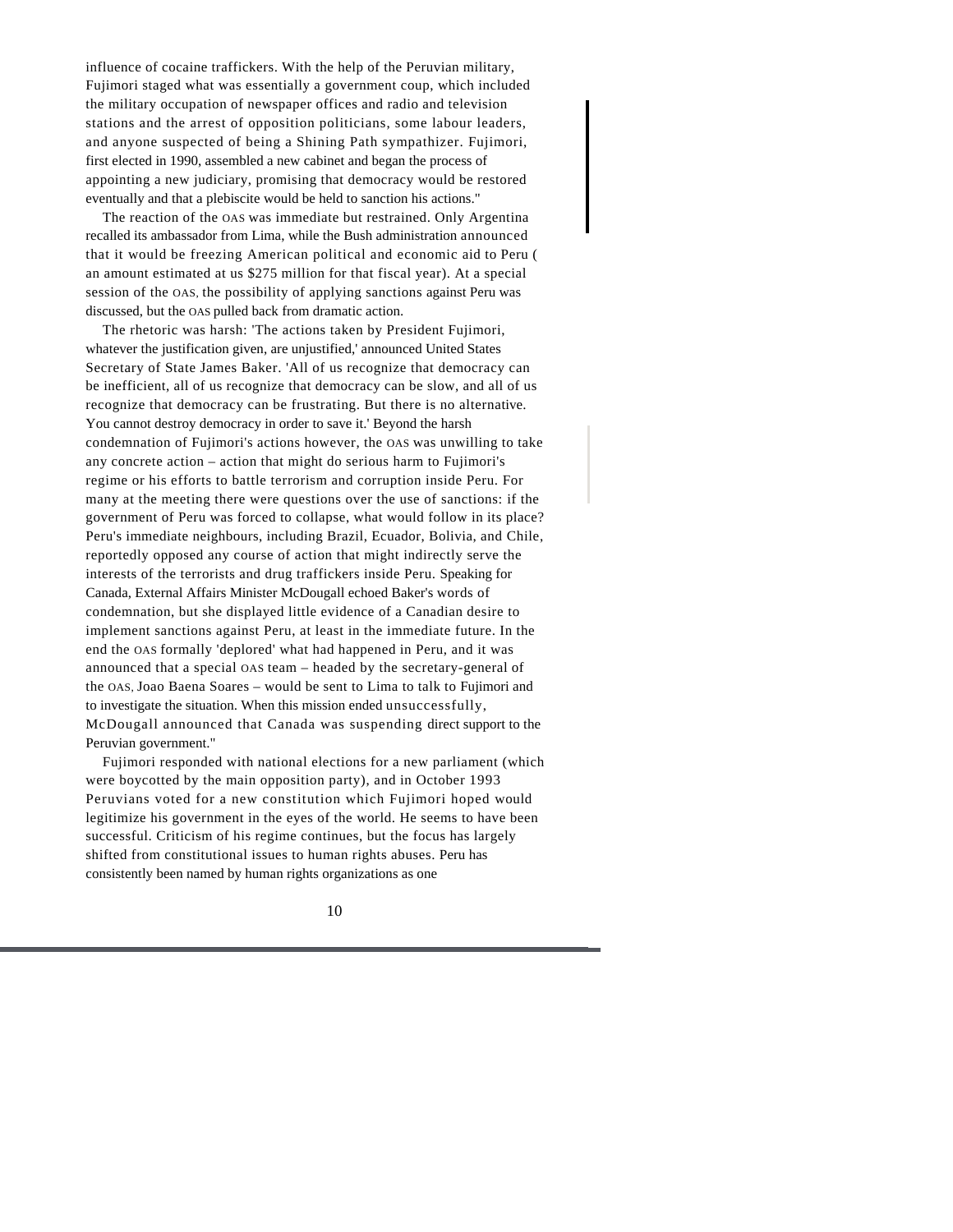influence of cocaine traffickers. With the help of the Peruvian military, Fujimori staged what was essentially a government coup, which included the military occupation of newspaper offices and radio and television stations and the arrest of opposition politicians, some labour leaders, and anyone suspected of being a Shining Path sympathizer. Fujimori, first elected in 1990, assembled a new cabinet and began the process of appointing a new judiciary, promising that democracy would be restored eventually and that a plebiscite would be held to sanction his actions."

The reaction of the OAS was immediate but restrained. Only Argentina recalled its ambassador from Lima, while the Bush administration announced that it would be freezing American political and economic aid to Peru ( an amount estimated at us $275 million for that fiscal year). At a special session of the OAS, the possibility of applying sanctions against Peru was discussed, but the OAS pulled back from dramatic action.

The rhetoric was harsh: 'The actions taken by President Fujimori, whatever the justification given, are unjustified,' announced United States Secretary of State James Baker. 'All of us recognize that democracy can be inefficient, all of us recognize that democracy can be slow, and all of us recognize that democracy can be frustrating. But there is no alternative. You cannot destroy democracy in order to save it.' Beyond the harsh condemnation of Fujimori's actions however, the OAS was unwilling to take any concrete action – action that might do serious harm to Fujimori's regime or his efforts to battle terrorism and corruption inside Peru. For many at the meeting there were questions over the use of sanctions: if the government of Peru was forced to collapse, what would follow in its place? Peru's immediate neighbours, including Brazil, Ecuador, Bolivia, and Chile, reportedly opposed any course of action that might indirectly serve the interests of the terrorists and drug traffickers inside Peru. Speaking for Canada, External Affairs Minister McDougall echoed Baker's words of condemnation, but she displayed little evidence of a Canadian desire to implement sanctions against Peru, at least in the immediate future. In the end the OAS formally 'deplored' what had happened in Peru, and it was announced that a special OAS team – headed by the secretary-general of the OAS, Joao Baena Soares – would be sent to Lima to talk to Fujimori and to investigate the situation. When this mission ended unsuccessfully, McDougall announced that Canada was suspending direct support to the Peruvian government."

Fujimori responded with national elections for a new parliament (which were boycotted by the main opposition party), and in October 1993 Peruvians voted for a new constitution which Fujimori hoped would legitimize his government in the eyes of the world. He seems to have been successful. Criticism of his regime continues, but the focus has largely shifted from constitutional issues to human rights abuses. Peru has consistently been named by human rights organizations as one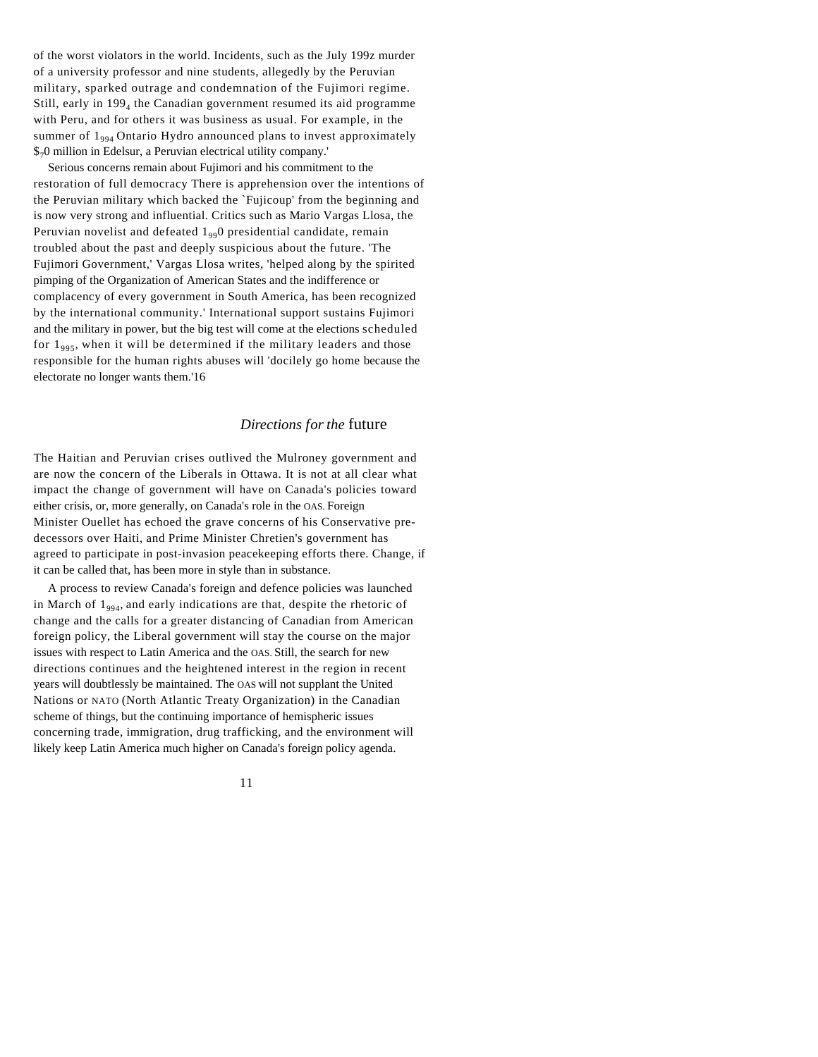of the worst violators in the world. Incidents, such as the July 199z murder of a university professor and nine students, allegedly by the Peruvian military, sparked outrage and condemnation of the Fujimori regime. Still, early in 1994 the Canadian government resumed its aid programme with Peru, and for others it was business as usual. For example, in the summer of 1994 Ontario Hydro announced plans to invest approximately $70 million in Edelsur, a Peruvian electrical utility company.'

Serious concerns remain about Fujimori and his commitment to the restoration of full democracy There is apprehension over the intentions of the Peruvian military which backed the `Fujicoup' from the beginning and is now very strong and influential. Critics such as Mario Vargas Llosa, the Peruvian novelist and defeated 1990 presidential candidate, remain troubled about the past and deeply suspicious about the future. 'The Fujimori Government,' Vargas Llosa writes, 'helped along by the spirited pimping of the Organization of American States and the indifference or complacency of every government in South America, has been recognized by the international community.' International support sustains Fujimori and the military in power, but the big test will come at the elections scheduled for 1995, when it will be determined if the military leaders and those responsible for the human rights abuses will 'docilely go home because the electorate no longer wants them.'16

## *Directions for the* future

The Haitian and Peruvian crises outlived the Mulroney government and are now the concern of the Liberals in Ottawa. It is not at all clear what impact the change of government will have on Canada's policies toward either crisis, or, more generally, on Canada's role in the OAS. Foreign Minister Ouellet has echoed the grave concerns of his Conservative predecessors over Haiti, and Prime Minister Chretien's government has agreed to participate in post-invasion peacekeeping efforts there. Change, if it can be called that, has been more in style than in substance.

A process to review Canada's foreign and defence policies was launched in March of 1994, and early indications are that, despite the rhetoric of change and the calls for a greater distancing of Canadian from American foreign policy, the Liberal government will stay the course on the major issues with respect to Latin America and the OAS. Still, the search for new directions continues and the heightened interest in the region in recent years will doubtlessly be maintained. The OAS will not supplant the United Nations or NATO (North Atlantic Treaty Organization) in the Canadian scheme of things, but the continuing importance of hemispheric issues concerning trade, immigration, drug trafficking, and the environment will likely keep Latin America much higher on Canada's foreign policy agenda.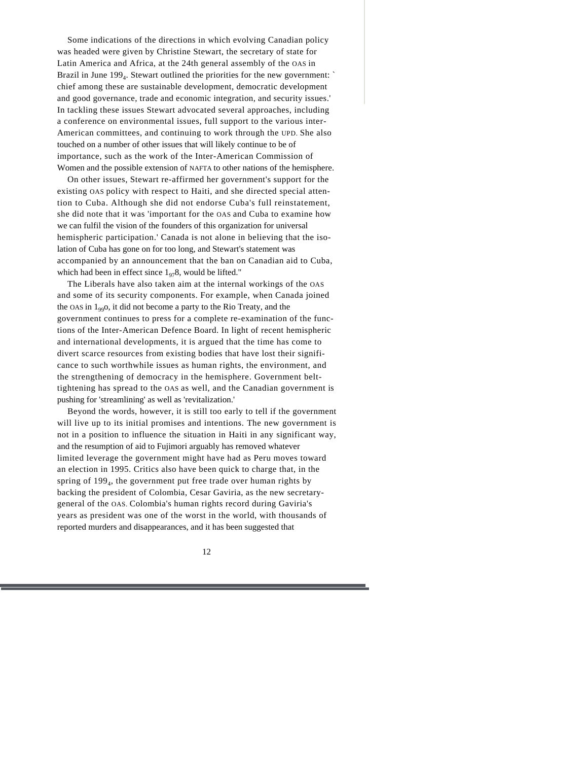Some indications of the directions in which evolving Canadian policy was headed were given by Christine Stewart, the secretary of state for Latin America and Africa, at the 24th general assembly of the OAS in Brazil in June 1994. Stewart outlined the priorities for the new government: 'chief among these are sustainable development, democratic development and good governance, trade and economic integration, and security issues.' In tackling these issues Stewart advocated several approaches, including a conference on environmental issues, full support to the various inter-American committees, and continuing to work through the UPD. She also touched on a number of other issues that will likely continue to be of importance, such as the work of the Inter-American Commission of Women and the possible extension of NAFTA to other nations of the hemisphere.

On other issues, Stewart re-affirmed her government's support for the existing OAS policy with respect to Haiti, and she directed special attention to Cuba. Although she did not endorse Cuba's full reinstatement, she did note that it was 'important for the OAS and Cuba to examine how we can fulfil the vision of the founders of this organization for universal hemispheric participation.' Canada is not alone in believing that the isolation of Cuba has gone on for too long, and Stewart's statement was accompanied by an announcement that the ban on Canadian aid to Cuba, which had been in effect since 1978, would be lifted."

The Liberals have also taken aim at the internal workings of the OAS and some of its security components. For example, when Canada joined the OAS in 1990, it did not become a party to the Rio Treaty, and the government continues to press for a complete re-examination of the functions of the Inter-American Defence Board. In light of recent hemispheric and international developments, it is argued that the time has come to divert scarce resources from existing bodies that have lost their significance to such worthwhile issues as human rights, the environment, and the strengthening of democracy in the hemisphere. Government belt-tightening has spread to the OAS as well, and the Canadian government is pushing for 'streamlining' as well as 'revitalization.'

Beyond the words, however, it is still too early to tell if the government will live up to its initial promises and intentions. The new government is not in a position to influence the situation in Haiti in any significant way, and the resumption of aid to Fujimori arguably has removed whatever limited leverage the government might have had as Peru moves toward an election in 1995. Critics also have been quick to charge that, in the spring of 1994, the government put free trade over human rights by backing the president of Colombia, Cesar Gaviria, as the new secretary-general of the OAS. Colombia's human rights record during Gaviria's years as president was one of the worst in the world, with thousands of reported murders and disappearances, and it has been suggested that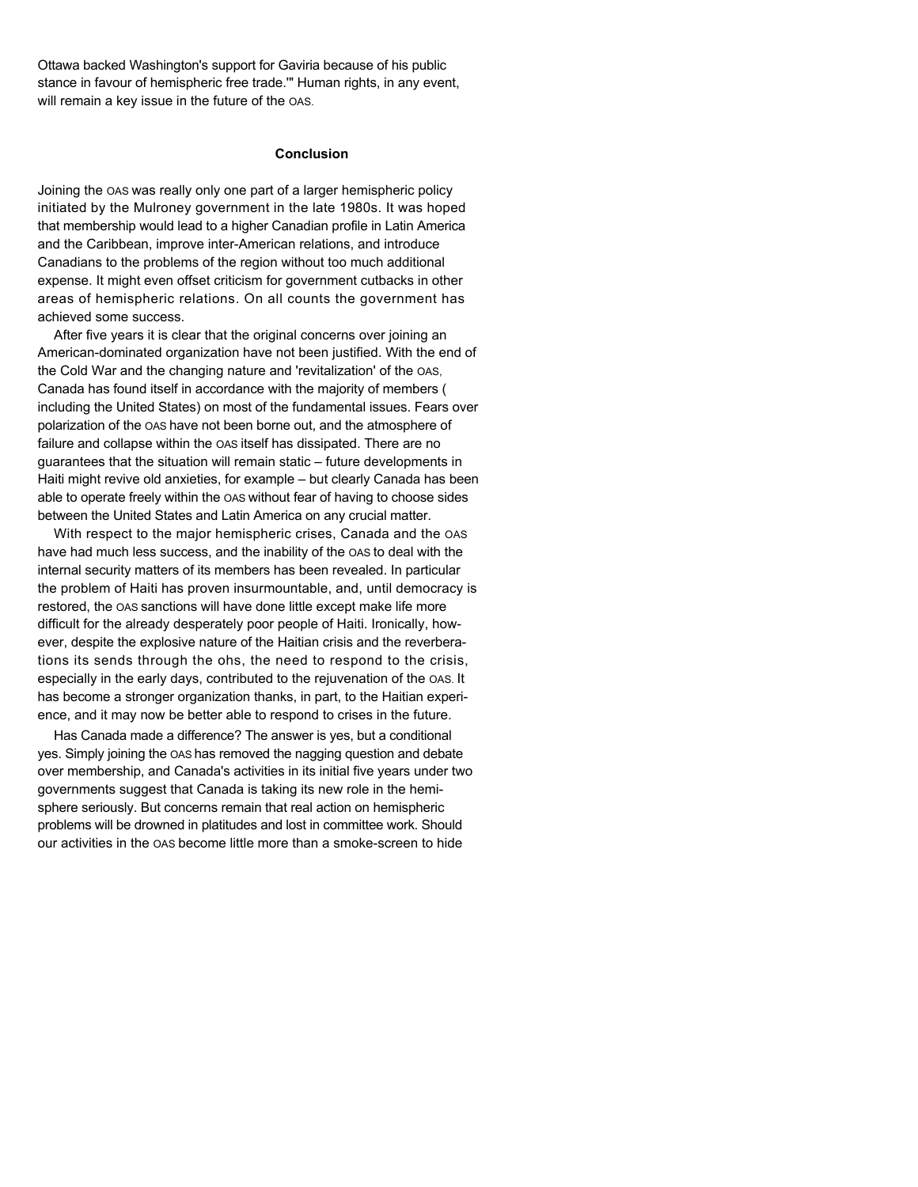Ottawa backed Washington's support for Gaviria because of his public stance in favour of hemispheric free trade.'" Human rights, in any event, will remain a key issue in the future of the OAS.

## Conclusion

Joining the OAS was really only one part of a larger hemispheric policy initiated by the Mulroney government in the late 1980s. It was hoped that membership would lead to a higher Canadian profile in Latin America and the Caribbean, improve inter-American relations, and introduce Canadians to the problems of the region without too much additional expense. It might even offset criticism for government cutbacks in other areas of hemispheric relations. On all counts the government has achieved some success.

After five years it is clear that the original concerns over joining an American-dominated organization have not been justified. With the end of the Cold War and the changing nature and 'revitalization' of the OAS, Canada has found itself in accordance with the majority of members ( including the United States) on most of the fundamental issues. Fears over polarization of the OAS have not been borne out, and the atmosphere of failure and collapse within the OAS itself has dissipated. There are no guarantees that the situation will remain static – future developments in Haiti might revive old anxieties, for example – but clearly Canada has been able to operate freely within the OAS without fear of having to choose sides between the United States and Latin America on any crucial matter.

With respect to the major hemispheric crises, Canada and the OAS have had much less success, and the inability of the OAS to deal with the internal security matters of its members has been revealed. In particular the problem of Haiti has proven insurmountable, and, until democracy is restored, the OAS sanctions will have done little except make life more difficult for the already desperately poor people of Haiti. Ironically, however, despite the explosive nature of the Haitian crisis and the reverberations its sends through the ohs, the need to respond to the crisis, especially in the early days, contributed to the rejuvenation of the OAS. It has become a stronger organization thanks, in part, to the Haitian experience, and it may now be better able to respond to crises in the future.

Has Canada made a difference? The answer is yes, but a conditional yes. Simply joining the OAS has removed the nagging question and debate over membership, and Canada's activities in its initial five years under two governments suggest that Canada is taking its new role in the hemisphere seriously. But concerns remain that real action on hemispheric problems will be drowned in platitudes and lost in committee work. Should our activities in the OAS become little more than a smoke-screen to hide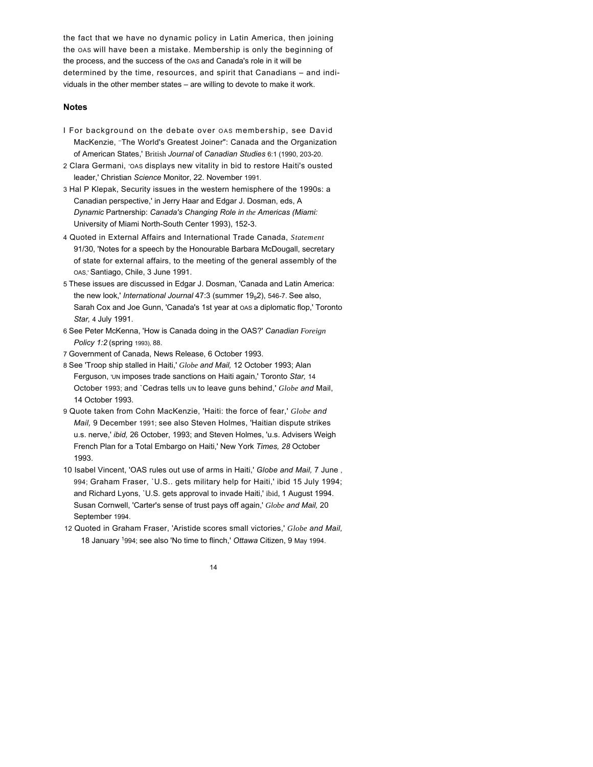the fact that we have no dynamic policy in Latin America, then joining the OAS will have been a mistake. Membership is only the beginning of the process, and the success of the OAS and Canada's role in it will be determined by the time, resources, and spirit that Canadians – and individuals in the other member states – are willing to devote to make it work.

## Notes

1 For background on the debate over OAS membership, see David MacKenzie, "The World's Greatest Joiner": Canada and the Organization of American States,' *British Journal of Canadian Studies* 6:1 (1990, 203-20.

2 Clara Germani, 'OAS displays new vitality in bid to restore Haiti's ousted leader,' *Christian Science Monitor*, 22. November 1991.

3 Hal P Klepak, Security issues in the western hemisphere of the 1990s: a Canadian perspective,' in Jerry Haar and Edgar J. Dosman, eds, *A Dynamic Partnership: Canada's Changing Role in the Americas (Miami:* University of Miami North-South Center 1993), 152-3.

4 Quoted in External Affairs and International Trade Canada, *Statement* 91/30, 'Notes for a speech by the Honourable Barbara McDougall, secretary of state for external affairs, to the meeting of the general assembly of the OAS,' Santiago, Chile, 3 June 1991.

5 These issues are discussed in Edgar J. Dosman, 'Canada and Latin America: the new look,' *International Journal* 47:3 (summer 1992), 546-7. See also, Sarah Cox and Joe Gunn, 'Canada's 1st year at OAS a diplomatic flop,' Toronto *Star,* 4 July 1991.

6 See Peter McKenna, 'How is Canada doing in the OAS?' *Canadian Foreign Policy 1:2* (spring 1993), 88.

7 Government of Canada, News Release, 6 October 1993.

8 See 'Troop ship stalled in Haiti,' *Globe and Mail,* 12 October 1993; Alan Ferguson, 'UN imposes trade sanctions on Haiti again,' Toronto *Star,* 14 October 1993; and `Cedras tells UN to leave guns behind,' *Globe and* Mail, 14 October 1993.

9 Quote taken from Cohn MacKenzie, 'Haiti: the force of fear,' *Globe and Mail,* 9 December 1991; see also Steven Holmes, 'Haitian dispute strikes u.s. nerve,' *ibid,* 26 October, 1993; and Steven Holmes, 'u.s. Advisers Weigh French Plan for a Total Embargo on Haiti,' New York *Times, 28* October 1993.

10 Isabel Vincent, 'OAS rules out use of arms in Haiti,' *Globe and Mail,* 7 June , 994; Graham Fraser, `U.S.. gets military help for Haiti,' ibid 15 July 1994; and Richard Lyons, `U.S. gets approval to invade Haiti,' ibid, 1 August 1994. Susan Cornwell, 'Carter's sense of trust pays off again,' *Globe and Mail,* 20 September 1994.

12 Quoted in Graham Fraser, 'Aristide scores small victories,' *Globe and Mail,* 18 January 1994; see also 'No time to flinch,' *Ottawa* Citizen, 9 May 1994.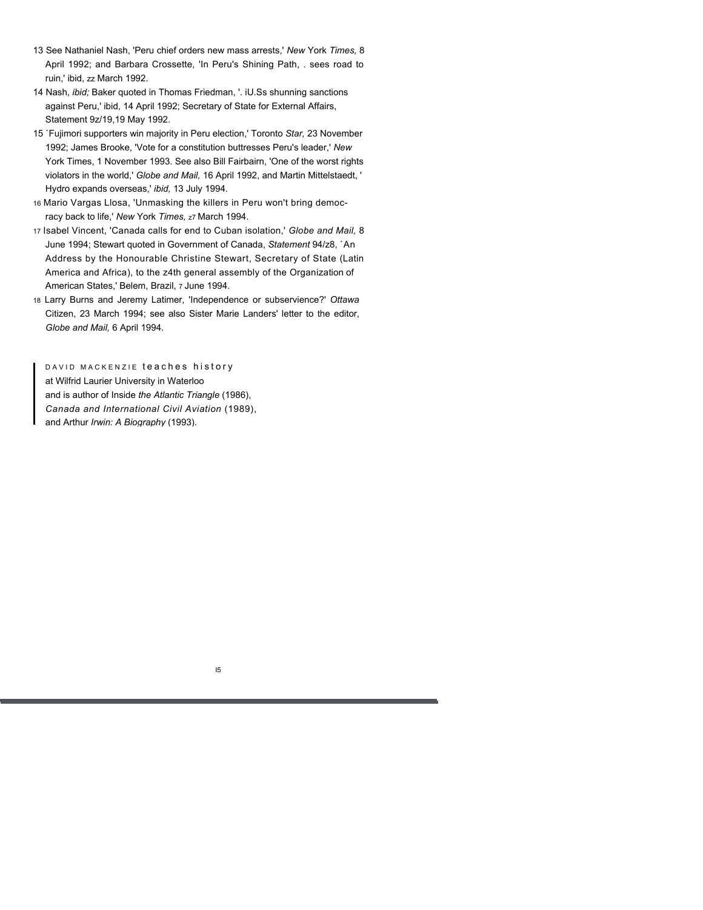13 See Nathaniel Nash, 'Peru chief orders new mass arrests,' *New* York *Times,* 8 April 1992; and Barbara Crossette, 'In Peru's Shining Path, . sees road to ruin,' ibid, zz March 1992.

14 Nash, *ibid;* Baker quoted in Thomas Friedman, '. iU.Ss shunning sanctions against Peru,' ibid, 14 April 1992; Secretary of State for External Affairs, Statement 9z/19,19 May 1992.

15 `Fujimori supporters win majority in Peru election,' Toronto *Star,* 23 November 1992; James Brooke, 'Vote for a constitution buttresses Peru's leader,' *New* York Times, 1 November 1993. See also Bill Fairbairn, 'One of the worst rights violators in the world,' *Globe and Mail,* 16 April 1992, and Martin Mittelstaedt, ' Hydro expands overseas,' *ibid,* 13 July 1994.

16 Mario Vargas Llosa, 'Unmasking the killers in Peru won't bring democracy back to life,' *New* York *Times,* z7 March 1994.

17 Isabel Vincent, 'Canada calls for end to Cuban isolation,' *Globe and Mail,* 8 June 1994; Stewart quoted in Government of Canada, *Statement* 94/z8, `An Address by the Honourable Christine Stewart, Secretary of State (Latin America and Africa), to the z4th general assembly of the Organization of American States,' Belem, Brazil, 7 June 1994.

18 Larry Burns and Jeremy Latimer, 'Independence or subservience?' *Ottawa* Citizen, 23 March 1994; see also Sister Marie Landers' letter to the editor, *Globe and Mail,* 6 April 1994.

DAVID MACKENZIE teaches history at Wilfrid Laurier University in Waterloo and is author of Inside *the Atlantic Triangle* (1986), *Canada and International Civil Aviation* (1989), and Arthur *Irwin: A Biography* (1993).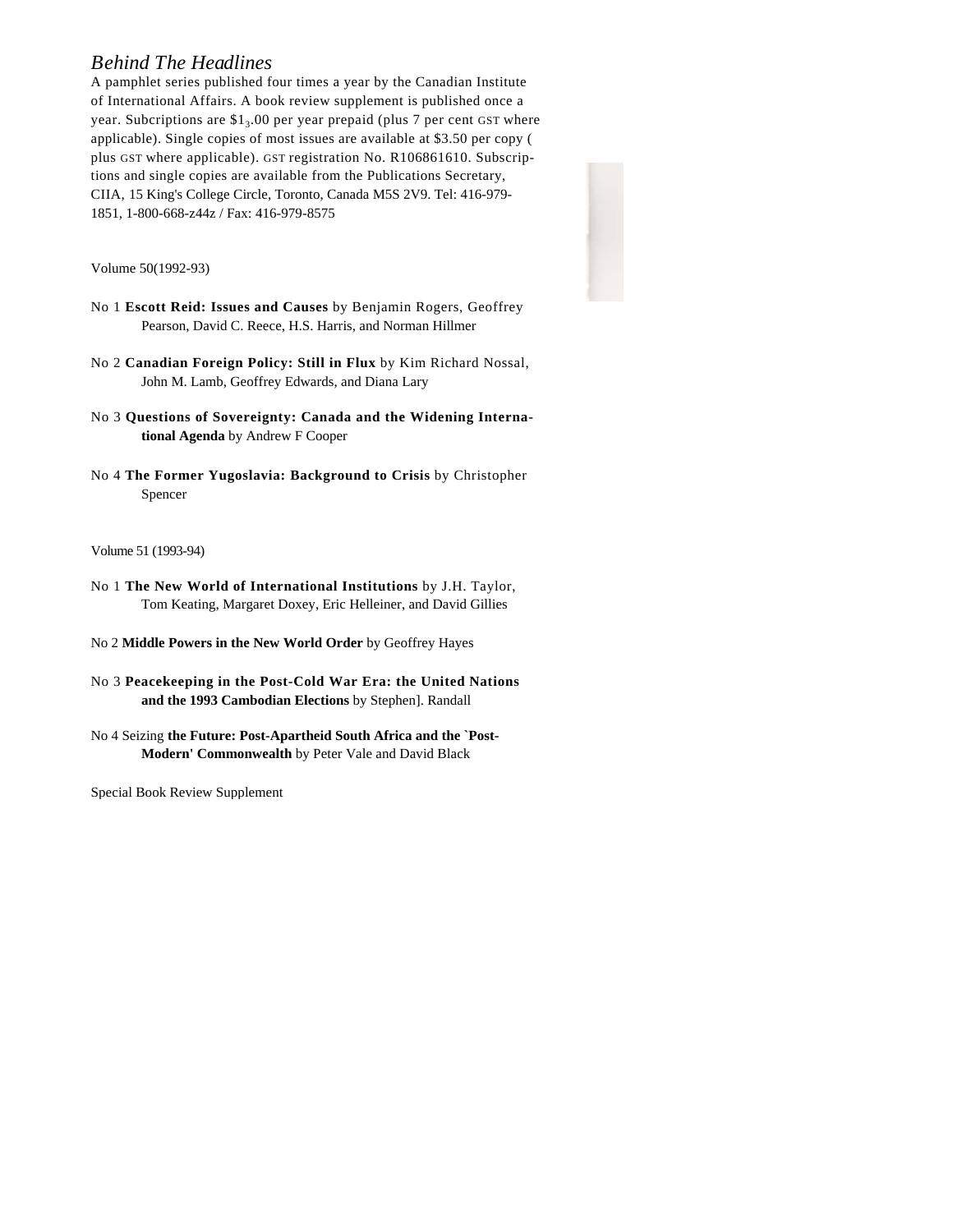*Behind The Headlines*

A pamphlet series published four times a year by the Canadian Institute of International Affairs. A book review supplement is published once a year. Subcriptions are $$1_3$.00 per year prepaid (plus 7 per cent GST where applicable). Single copies of most issues are available at $3.50 per copy ( plus GST where applicable). GST registration No. R106861610. Subscriptions and single copies are available from the Publications Secretary, CIIA, 15 King's College Circle, Toronto, Canada M5S 2V9. Tel: 416-979-1851, 1-800-668-z44z / Fax: 416-979-8575

Volume 50(1992-93)

No 1 **Escott Reid: Issues and Causes** by Benjamin Rogers, Geoffrey Pearson, David C. Reece, H.S. Harris, and Norman Hillmer

No 2 **Canadian Foreign Policy: Still in Flux** by Kim Richard Nossal, John M. Lamb, Geoffrey Edwards, and Diana Lary

No 3 **Questions of Sovereignty: Canada and the Widening International Agenda** by Andrew F Cooper

No 4 **The Former Yugoslavia: Background to Crisis** by Christopher Spencer

Volume 51 (1993-94)

No 1 **The New World of International Institutions** by J.H. Taylor, Tom Keating, Margaret Doxey, Eric Helleiner, and David Gillies

No 2 **Middle Powers in the New World Order** by Geoffrey Hayes

No 3 **Peacekeeping in the Post-Cold War Era: the United Nations and the 1993 Cambodian Elections** by Stephen]. Randall

No 4 Seizing **the Future: Post-Apartheid South Africa and the `Post-Modern' Commonwealth** by Peter Vale and David Black

Special Book Review Supplement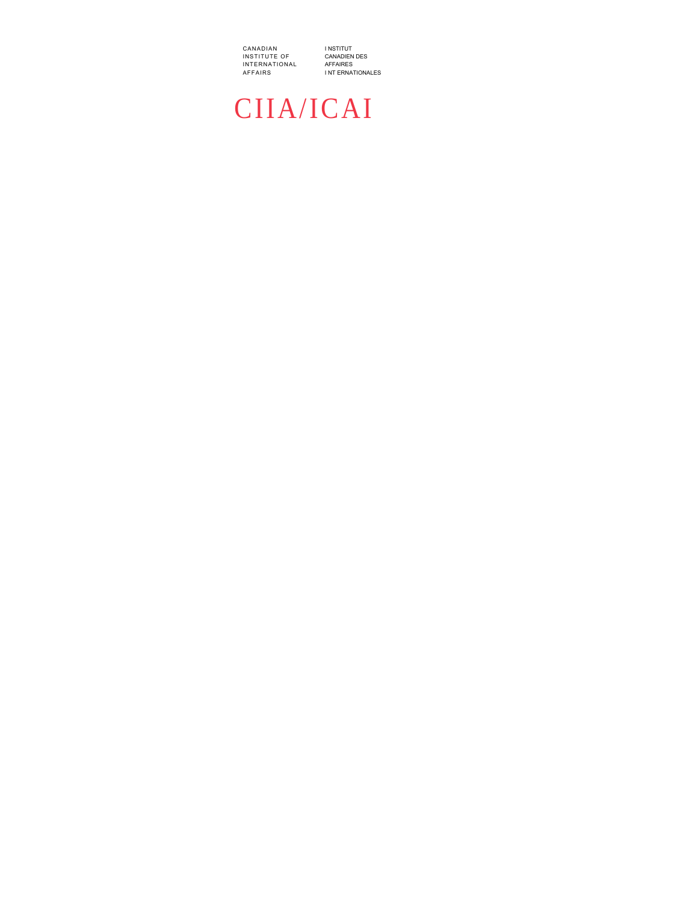CANADIAN
INSTITUTE OF
INTERNATIONAL
AFFAIRS

INSTITUT
CANADIEN DES
AFFAIRES
INTERNATIONALES

CIIA/ICAI